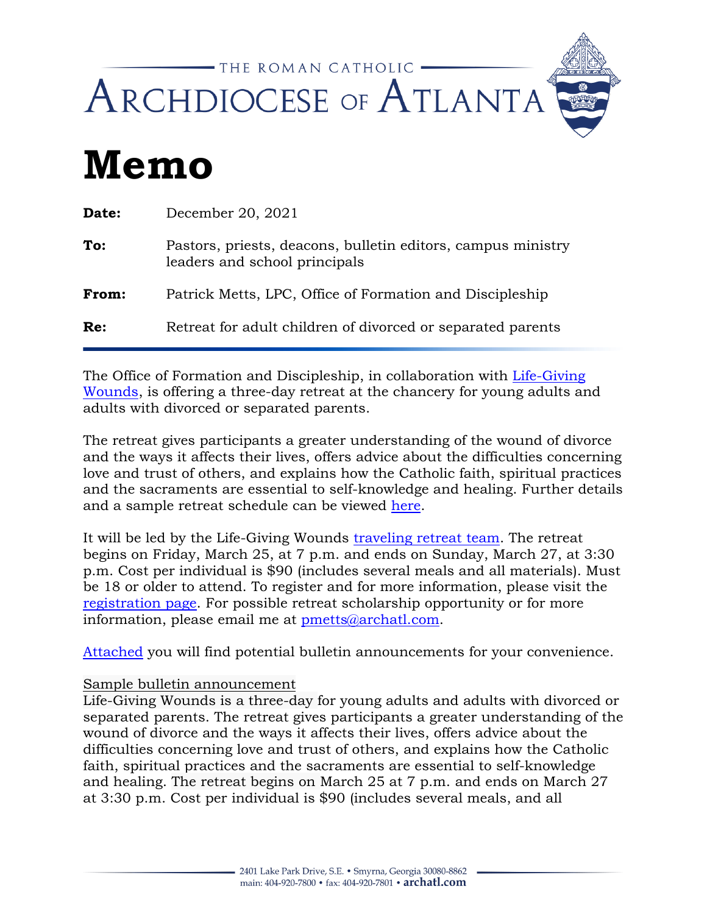THE ROMAN CATHOLIC

# ARCHDIOCESE OF ATLANTA

# Memo

**Date:** December 20, 2021

**To:** Pastors, priests, deacons, bulletin editors, campus ministry leaders and school principals

**From:** Patrick Metts, LPC, Office of Formation and Discipleship

**Re:** Retreat for adult children of divorced or separated parents

---

The Office of Formation and Discipleship, in collaboration with Life-Giving Wounds, is offering a three-day retreat at the chancery for young adults and adults with divorced or separated parents.

The retreat gives participants a greater understanding of the wound of divorce and the ways it affects their lives, offers advice about the difficulties concerning love and trust of others, and explains how the Catholic faith, spiritual practices and the sacraments are essential to self-knowledge and healing. Further details and a sample retreat schedule can be viewed here.

It will be led by the Life-Giving Wounds traveling retreat team. The retreat begins on Friday, March 25, at 7 p.m. and ends on Sunday, March 27, at 3:30 p.m. Cost per individual is $90 (includes several meals and all materials). Must be 18 or older to attend. To register and for more information, please visit the registration page. For possible retreat scholarship opportunity or for more information, please email me at pmetts@archatl.com.

Attached you will find potential bulletin announcements for your convenience.

Sample bulletin announcement

Life-Giving Wounds is a three-day for young adults and adults with divorced or separated parents. The retreat gives participants a greater understanding of the wound of divorce and the ways it affects their lives, offers advice about the difficulties concerning love and trust of others, and explains how the Catholic faith, spiritual practices and the sacraments are essential to self-knowledge and healing. The retreat begins on March 25 at 7 p.m. and ends on March 27 at 3:30 p.m. Cost per individual is $90 (includes several meals, and all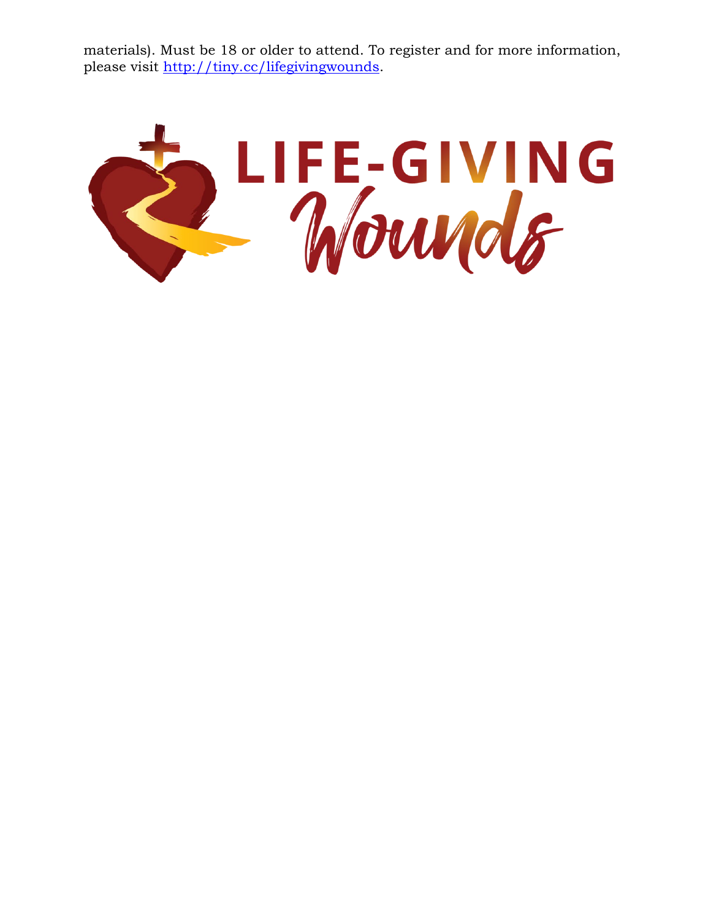materials). Must be 18 or older to attend. To register and for more information, please visit http://tiny.cc/lifegivingwounds.

LIFE-GIVING
Wounds